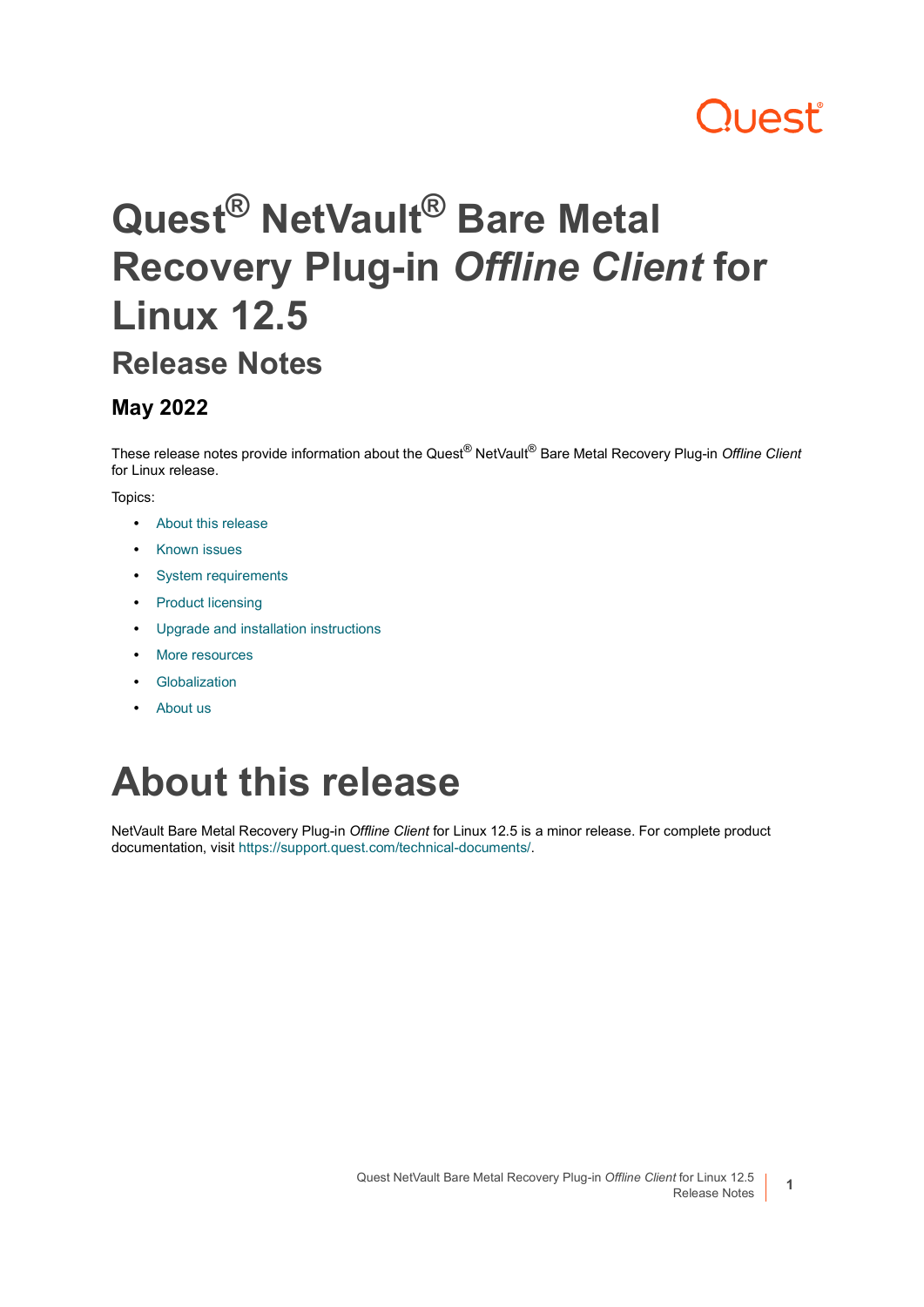# Quest® NetVault® Bare Metal Recovery Plug-in *Offline Client* for Linux 12.5

## Release Notes

### May 2022

These release notes provide information about the Quest® NetVault® Bare Metal Recovery Plug-in *Offline Client* for Linux release.

Topics:

- About this release
- Known issues
- System requirements
- Product licensing
- Upgrade and installation instructions
- More resources
- Globalization
- About us

# About this release

NetVault Bare Metal Recovery Plug-in *Offline Client* for Linux 12.5 is a minor release. For complete product documentation, visit https://support.quest.com/technical-documents/.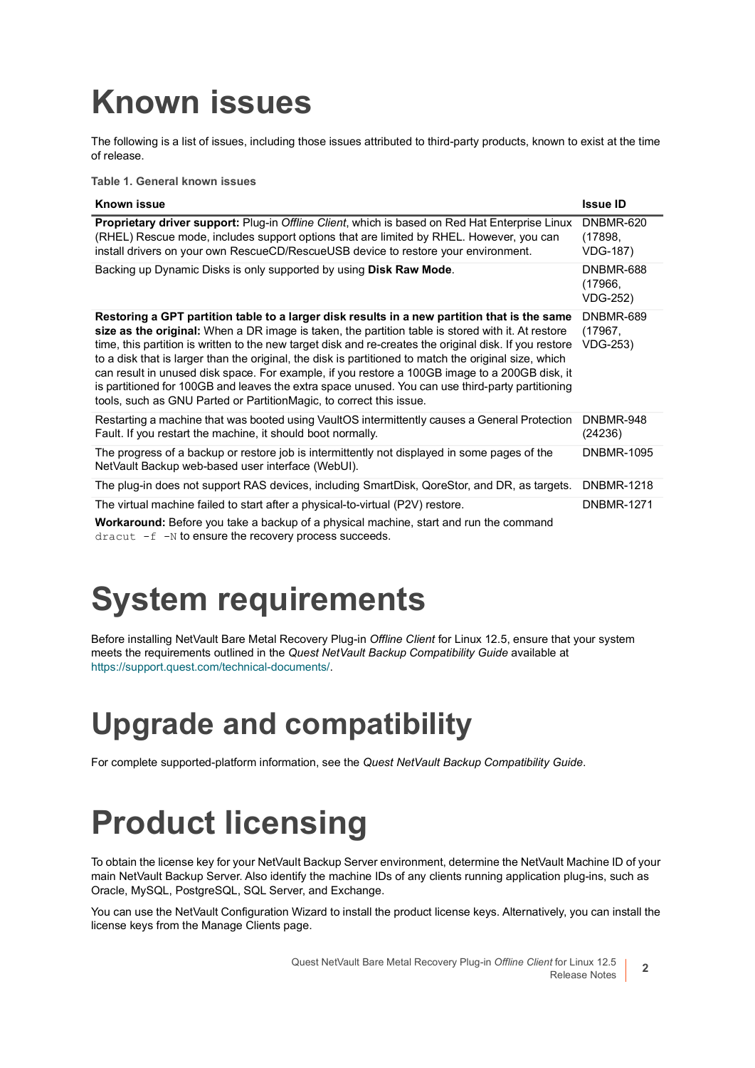# Known issues

The following is a list of issues, including those issues attributed to third-party products, known to exist at the time of release.

**Table 1. General known issues**

| Known issue | Issue ID |
|---|---|
| **Proprietary driver support:** Plug-in *Offline Client*, which is based on Red Hat Enterprise Linux (RHEL) Rescue mode, includes support options that are limited by RHEL. However, you can install drivers on your own RescueCD/RescueUSB device to restore your environment. | DNBMR-620 (17898, VDG-187) |
| Backing up Dynamic Disks is only supported by using **Disk Raw Mode**. | DNBMR-688 (17966, VDG-252) |
| **Restoring a GPT partition table to a larger disk results in a new partition that is the same size as the original:** When a DR image is taken, the partition table is stored with it. At restore time, this partition is written to the new target disk and re-creates the original disk. If you restore to a disk that is larger than the original, the disk is partitioned to match the original size, which can result in unused disk space. For example, if you restore a 100GB image to a 200GB disk, it is partitioned for 100GB and leaves the extra space unused. You can use third-party partitioning tools, such as GNU Parted or PartitionMagic, to correct this issue. | DNBMR-689 (17967, VDG-253) |
| Restarting a machine that was booted using VaultOS intermittently causes a General Protection Fault. If you restart the machine, it should boot normally. | DNBMR-948 (24236) |
| The progress of a backup or restore job is intermittently not displayed in some pages of the NetVault Backup web-based user interface (WebUI). | DNBMR-1095 |
| The plug-in does not support RAS devices, including SmartDisk, QoreStor, and DR, as targets. | DNBMR-1218 |
| The virtual machine failed to start after a physical-to-virtual (P2V) restore.<br><br>**Workaround:** Before you take a backup of a physical machine, start and run the command `dracut -f -N` to ensure the recovery process succeeds. | DNBMR-1271 |

# System requirements

Before installing NetVault Bare Metal Recovery Plug-in *Offline Client* for Linux 12.5, ensure that your system meets the requirements outlined in the *Quest NetVault Backup Compatibility Guide* available at https://support.quest.com/technical-documents/.

# Upgrade and compatibility

For complete supported-platform information, see the *Quest NetVault Backup Compatibility Guide*.

# Product licensing

To obtain the license key for your NetVault Backup Server environment, determine the NetVault Machine ID of your main NetVault Backup Server. Also identify the machine IDs of any clients running application plug-ins, such as Oracle, MySQL, PostgreSQL, SQL Server, and Exchange.

You can use the NetVault Configuration Wizard to install the product license keys. Alternatively, you can install the license keys from the Manage Clients page.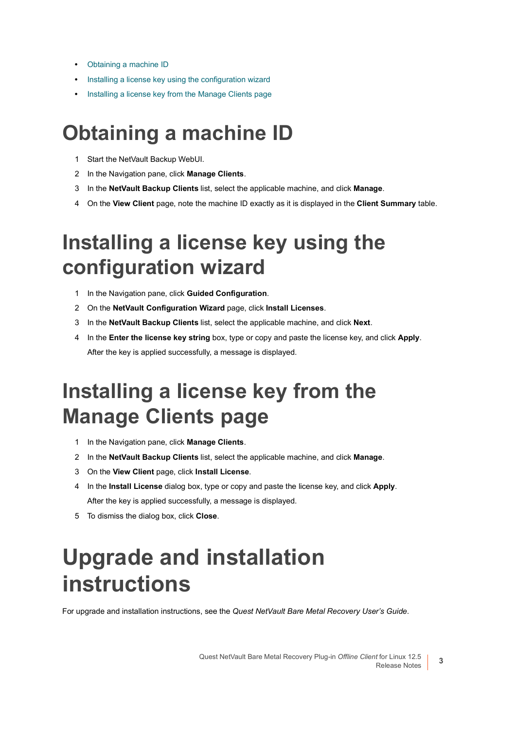- Obtaining a machine ID
- Installing a license key using the configuration wizard
- Installing a license key from the Manage Clients page

# Obtaining a machine ID

1. Start the NetVault Backup WebUI.
2. In the Navigation pane, click **Manage Clients**.
3. In the **NetVault Backup Clients** list, select the applicable machine, and click **Manage**.
4. On the **View Client** page, note the machine ID exactly as it is displayed in the **Client Summary** table.

# Installing a license key using the configuration wizard

1. In the Navigation pane, click **Guided Configuration**.
2. On the **NetVault Configuration Wizard** page, click **Install Licenses**.
3. In the **NetVault Backup Clients** list, select the applicable machine, and click **Next**.
4. In the **Enter the license key string** box, type or copy and paste the license key, and click **Apply**.

   After the key is applied successfully, a message is displayed.

# Installing a license key from the Manage Clients page

1. In the Navigation pane, click **Manage Clients**.
2. In the **NetVault Backup Clients** list, select the applicable machine, and click **Manage**.
3. On the **View Client** page, click **Install License**.
4. In the **Install License** dialog box, type or copy and paste the license key, and click **Apply**.

   After the key is applied successfully, a message is displayed.
5. To dismiss the dialog box, click **Close**.

# Upgrade and installation instructions

For upgrade and installation instructions, see the *Quest NetVault Bare Metal Recovery User's Guide*.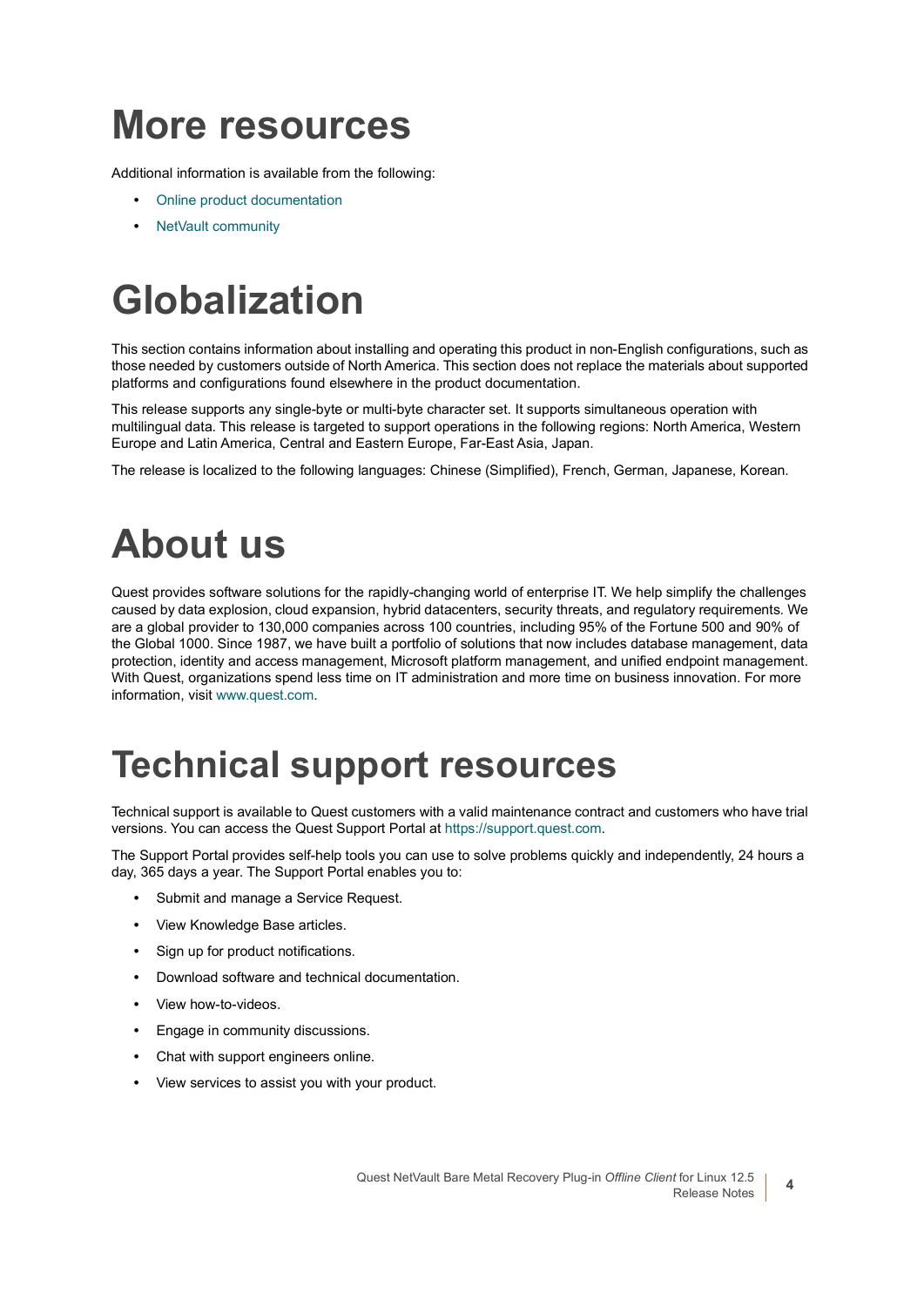# More resources

Additional information is available from the following:

- Online product documentation
- NetVault community

# Globalization

This section contains information about installing and operating this product in non-English configurations, such as those needed by customers outside of North America. This section does not replace the materials about supported platforms and configurations found elsewhere in the product documentation.

This release supports any single-byte or multi-byte character set. It supports simultaneous operation with multilingual data. This release is targeted to support operations in the following regions: North America, Western Europe and Latin America, Central and Eastern Europe, Far-East Asia, Japan.

The release is localized to the following languages: Chinese (Simplified), French, German, Japanese, Korean.

# About us

Quest provides software solutions for the rapidly-changing world of enterprise IT. We help simplify the challenges caused by data explosion, cloud expansion, hybrid datacenters, security threats, and regulatory requirements. We are a global provider to 130,000 companies across 100 countries, including 95% of the Fortune 500 and 90% of the Global 1000. Since 1987, we have built a portfolio of solutions that now includes database management, data protection, identity and access management, Microsoft platform management, and unified endpoint management. With Quest, organizations spend less time on IT administration and more time on business innovation. For more information, visit www.quest.com.

# Technical support resources

Technical support is available to Quest customers with a valid maintenance contract and customers who have trial versions. You can access the Quest Support Portal at https://support.quest.com.

The Support Portal provides self-help tools you can use to solve problems quickly and independently, 24 hours a day, 365 days a year. The Support Portal enables you to:

- Submit and manage a Service Request.
- View Knowledge Base articles.
- Sign up for product notifications.
- Download software and technical documentation.
- View how-to-videos.
- Engage in community discussions.
- Chat with support engineers online.
- View services to assist you with your product.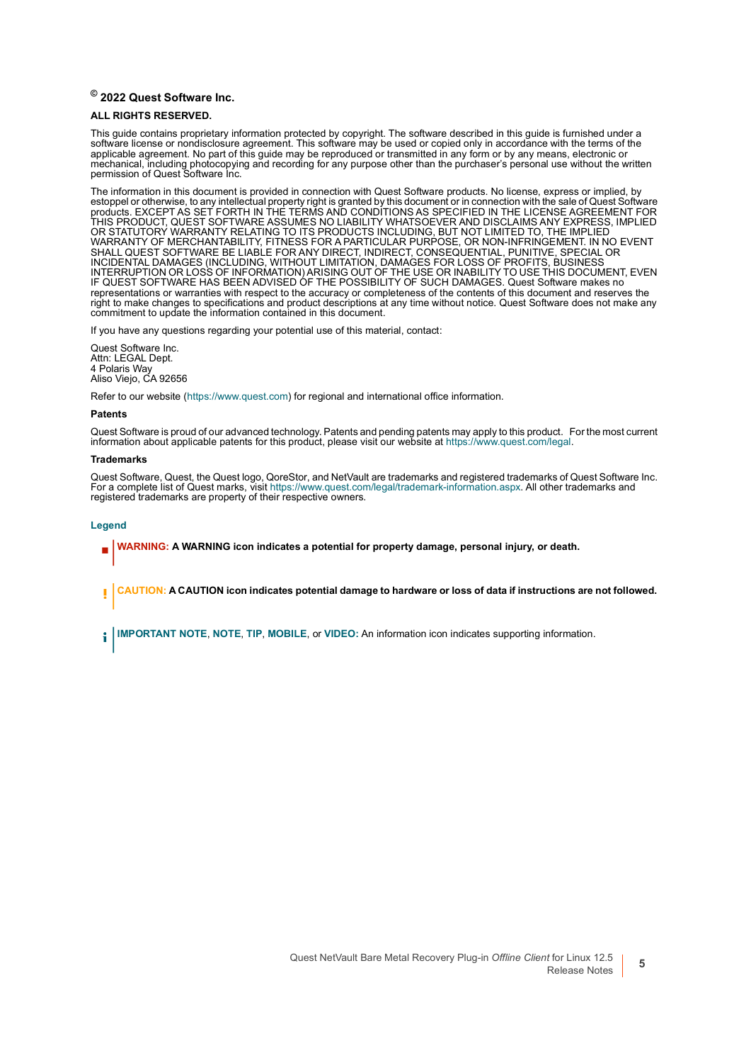**© 2022 Quest Software Inc.**

**ALL RIGHTS RESERVED.**

This guide contains proprietary information protected by copyright. The software described in this guide is furnished under a software license or nondisclosure agreement. This software may be used or copied only in accordance with the terms of the applicable agreement. No part of this guide may be reproduced or transmitted in any form or by any means, electronic or mechanical, including photocopying and recording for any purpose other than the purchaser's personal use without the written permission of Quest Software Inc.

The information in this document is provided in connection with Quest Software products. No license, express or implied, by estoppel or otherwise, to any intellectual property right is granted by this document or in connection with the sale of Quest Software products. EXCEPT AS SET FORTH IN THE TERMS AND CONDITIONS AS SPECIFIED IN THE LICENSE AGREEMENT FOR THIS PRODUCT, QUEST SOFTWARE ASSUMES NO LIABILITY WHATSOEVER AND DISCLAIMS ANY EXPRESS, IMPLIED OR STATUTORY WARRANTY RELATING TO ITS PRODUCTS INCLUDING, BUT NOT LIMITED TO, THE IMPLIED WARRANTY OF MERCHANTABILITY, FITNESS FOR A PARTICULAR PURPOSE, OR NON-INFRINGEMENT. IN NO EVENT SHALL QUEST SOFTWARE BE LIABLE FOR ANY DIRECT, INDIRECT, CONSEQUENTIAL, PUNITIVE, SPECIAL OR INCIDENTAL DAMAGES (INCLUDING, WITHOUT LIMITATION, DAMAGES FOR LOSS OF PROFITS, BUSINESS INTERRUPTION OR LOSS OF INFORMATION) ARISING OUT OF THE USE OR INABILITY TO USE THIS DOCUMENT, EVEN IF QUEST SOFTWARE HAS BEEN ADVISED OF THE POSSIBILITY OF SUCH DAMAGES. Quest Software makes no representations or warranties with respect to the accuracy or completeness of the contents of this document and reserves the right to make changes to specifications and product descriptions at any time without notice. Quest Software does not make any commitment to update the information contained in this document.

If you have any questions regarding your potential use of this material, contact:

Quest Software Inc.
Attn: LEGAL Dept.
4 Polaris Way
Aliso Viejo, CA 92656

Refer to our website (https://www.quest.com) for regional and international office information.

**Patents**

Quest Software is proud of our advanced technology. Patents and pending patents may apply to this product. For the most current information about applicable patents for this product, please visit our website at https://www.quest.com/legal.

**Trademarks**

Quest Software, Quest, the Quest logo, QoreStor, and NetVault are trademarks and registered trademarks of Quest Software Inc. For a complete list of Quest marks, visit https://www.quest.com/legal/trademark-information.aspx. All other trademarks and registered trademarks are property of their respective owners.

**Legend**

**WARNING: A WARNING icon indicates a potential for property damage, personal injury, or death.**

**CAUTION: A CAUTION icon indicates potential damage to hardware or loss of data if instructions are not followed.**

**IMPORTANT NOTE**, **NOTE**, **TIP**, **MOBILE**, or **VIDEO:** An information icon indicates supporting information.